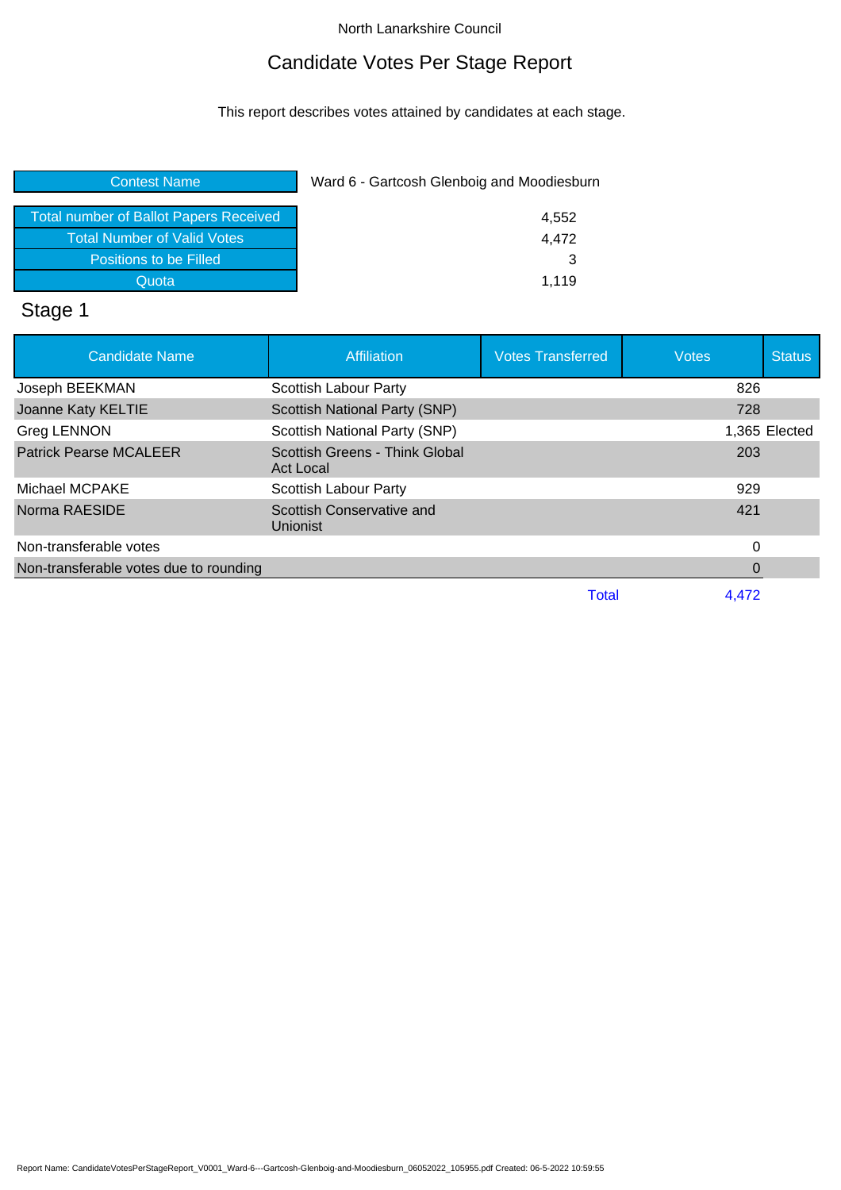North Lanarkshire Council

# Candidate Votes Per Stage Report

This report describes votes attained by candidates at each stage.

| Contest Name | Ward 6 - Gartcosh Glenboig and Moodiesburn |
|---|---|
| Total number of Ballot Papers Received | 4,552 |
| Total Number of Valid Votes | 4,472 |
| Positions to be Filled | 3 |
| Quota | 1,119 |

## Stage 1

| Candidate Name | Affiliation | Votes Transferred | Votes | Status |
|---|---|---|---|---|
| Joseph BEEKMAN | Scottish Labour Party | | 826 | |
| Joanne Katy KELTIE | Scottish National Party (SNP) | | 728 | |
| Greg LENNON | Scottish National Party (SNP) | | 1,365 | Elected |
| Patrick Pearse MCALEER | Scottish Greens - Think Global Act Local | | 203 | |
| Michael MCPAKE | Scottish Labour Party | | 929 | |
| Norma RAESIDE | Scottish Conservative and Unionist | | 421 | |
| Non-transferable votes | | | 0 | |
| Non-transferable votes due to rounding | | | 0 | |
| | | Total | 4,472 | |

Report Name: CandidateVotesPerStageReport_V0001_Ward-6---Gartcosh-Glenboig-and-Moodiesburn_06052022_105955.pdf Created: 06-5-2022 10:59:55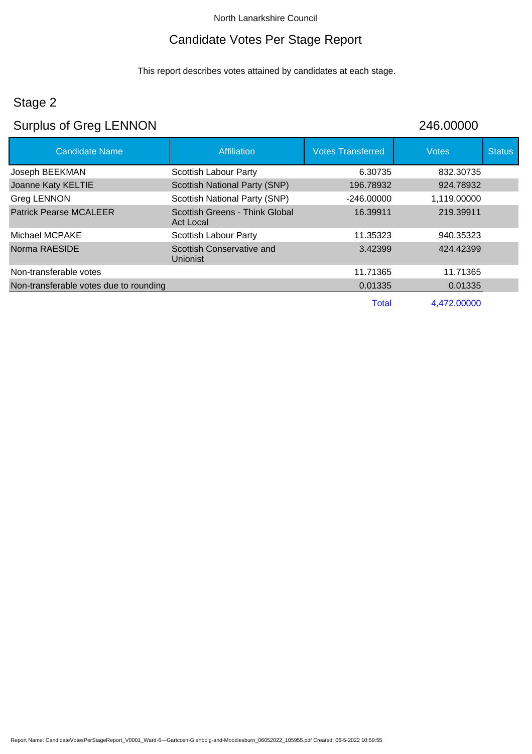North Lanarkshire Council

# Candidate Votes Per Stage Report

This report describes votes attained by candidates at each stage.

## Stage 2

## Surplus of Greg LENNON 246.00000

| Candidate Name | Affiliation | Votes Transferred | Votes | Status |
|---|---|---|---|---|
| Joseph BEEKMAN | Scottish Labour Party | 6.30735 | 832.30735 | |
| Joanne Katy KELTIE | Scottish National Party (SNP) | 196.78932 | 924.78932 | |
| Greg LENNON | Scottish National Party (SNP) | -246.00000 | 1,119.00000 | |
| Patrick Pearse MCALEER | Scottish Greens - Think Global Act Local | 16.39911 | 219.39911 | |
| Michael MCPAKE | Scottish Labour Party | 11.35323 | 940.35323 | |
| Norma RAESIDE | Scottish Conservative and Unionist | 3.42399 | 424.42399 | |
| Non-transferable votes | | 11.71365 | 11.71365 | |
| Non-transferable votes due to rounding | | 0.01335 | 0.01335 | |
| | | Total | 4,472.00000 | |

Report Name: CandidateVotesPerStageReport_V0001_Ward-6---Gartcosh-Glenboig-and-Moodiesburn_06052022_105955.pdf Created: 06-5-2022 10:59:55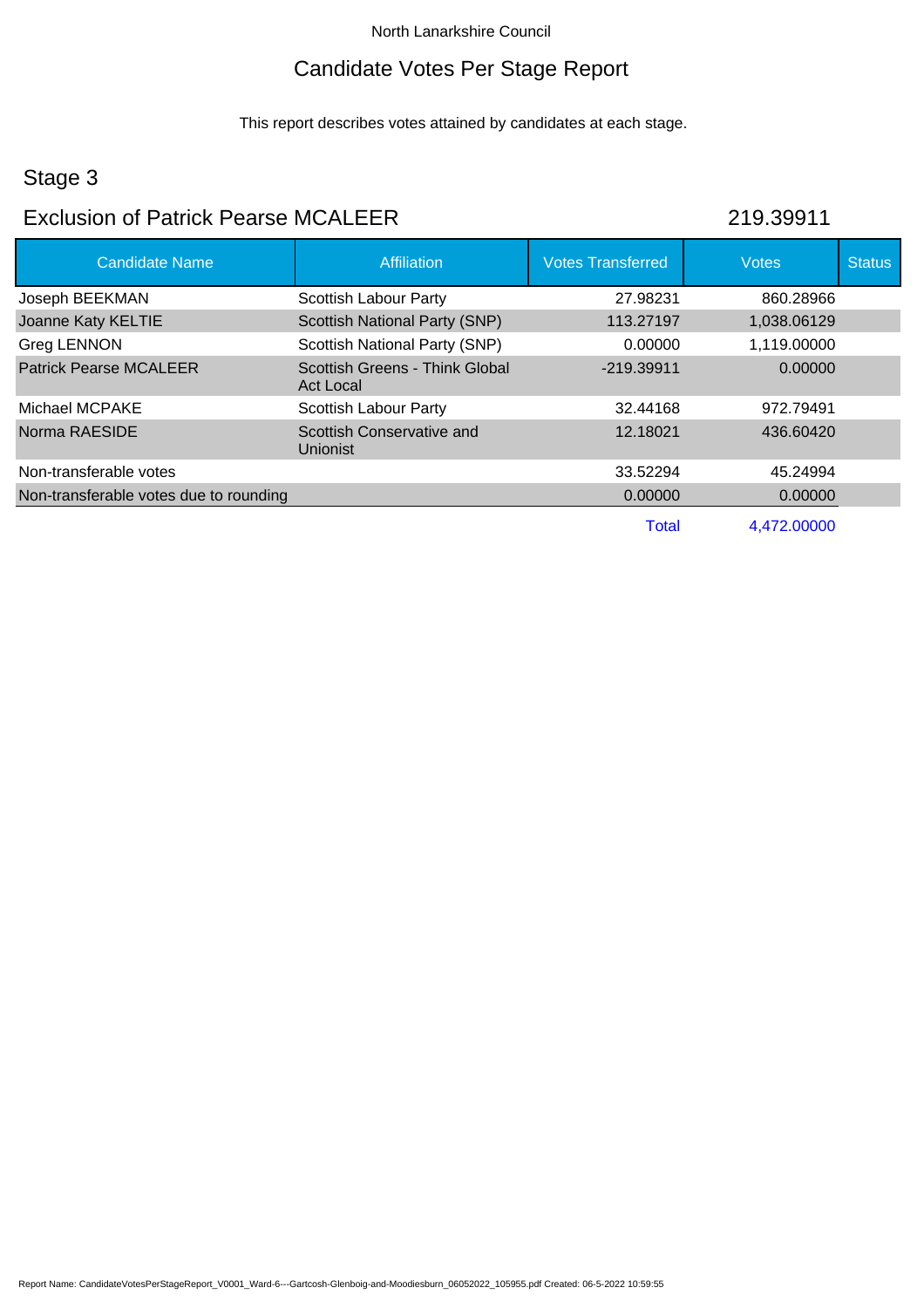North Lanarkshire Council

# Candidate Votes Per Stage Report

This report describes votes attained by candidates at each stage.

## Stage 3

## Exclusion of Patrick Pearse MCALEER 219.39911

| Candidate Name | Affiliation | Votes Transferred | Votes | Status |
|---|---|---|---|---|
| Joseph BEEKMAN | Scottish Labour Party | 27.98231 | 860.28966 | |
| Joanne Katy KELTIE | Scottish National Party (SNP) | 113.27197 | 1,038.06129 | |
| Greg LENNON | Scottish National Party (SNP) | 0.00000 | 1,119.00000 | |
| Patrick Pearse MCALEER | Scottish Greens - Think Global Act Local | -219.39911 | 0.00000 | |
| Michael MCPAKE | Scottish Labour Party | 32.44168 | 972.79491 | |
| Norma RAESIDE | Scottish Conservative and Unionist | 12.18021 | 436.60420 | |
| Non-transferable votes | | 33.52294 | 45.24994 | |
| Non-transferable votes due to rounding | | 0.00000 | 0.00000 | |
| | | Total | 4,472.00000 | |

Report Name: CandidateVotesPerStageReport_V0001_Ward-6---Gartcosh-Glenboig-and-Moodiesburn_06052022_105955.pdf Created: 06-5-2022 10:59:55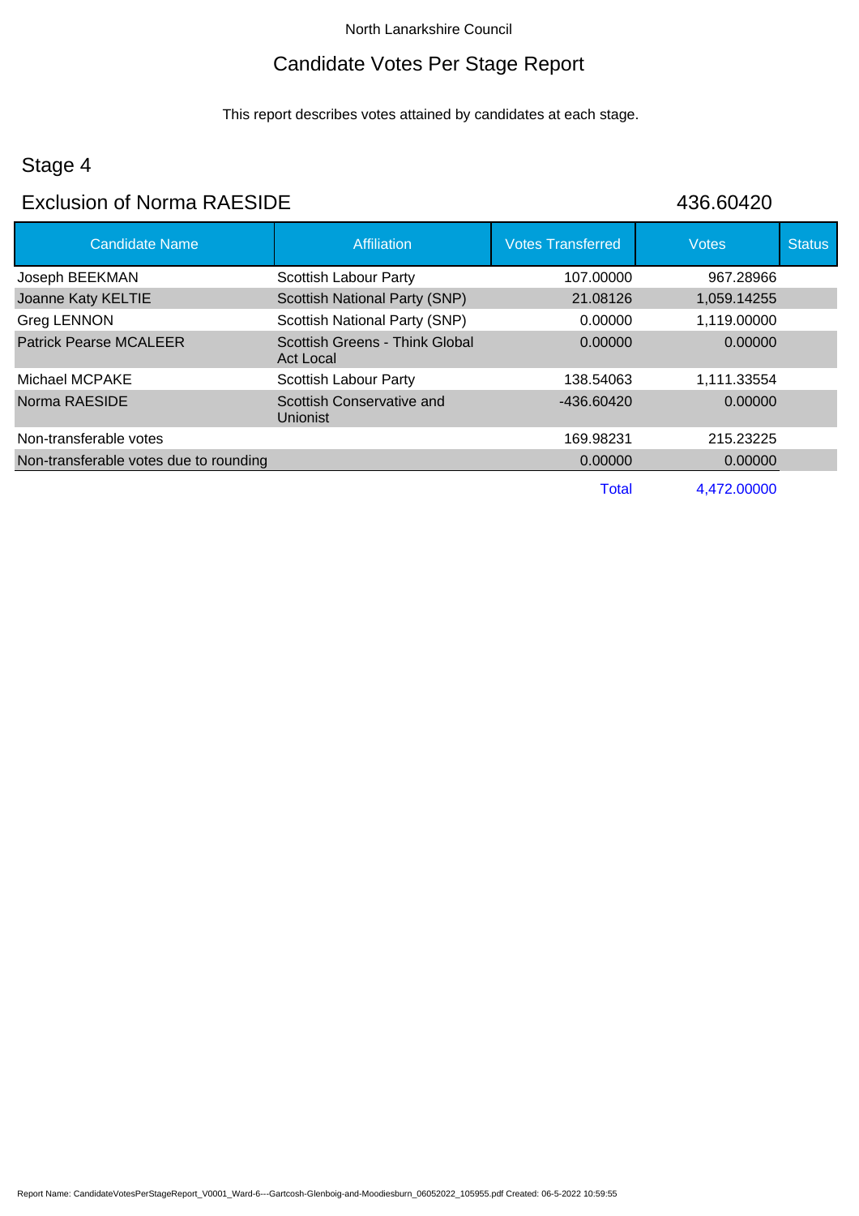North Lanarkshire Council

# Candidate Votes Per Stage Report

This report describes votes attained by candidates at each stage.

## Stage 4

## Exclusion of Norma RAESIDE 436.60420

| Candidate Name | Affiliation | Votes Transferred | Votes | Status |
|---|---|---|---|---|
| Joseph BEEKMAN | Scottish Labour Party | 107.00000 | 967.28966 | |
| Joanne Katy KELTIE | Scottish National Party (SNP) | 21.08126 | 1,059.14255 | |
| Greg LENNON | Scottish National Party (SNP) | 0.00000 | 1,119.00000 | |
| Patrick Pearse MCALEER | Scottish Greens - Think Global Act Local | 0.00000 | 0.00000 | |
| Michael MCPAKE | Scottish Labour Party | 138.54063 | 1,111.33554 | |
| Norma RAESIDE | Scottish Conservative and Unionist | -436.60420 | 0.00000 | |
| Non-transferable votes | | 169.98231 | 215.23225 | |
| Non-transferable votes due to rounding | | 0.00000 | 0.00000 | |
| | | Total | 4,472.00000 | |

Report Name: CandidateVotesPerStageReport_V0001_Ward-6---Gartcosh-Glenboig-and-Moodiesburn_06052022_105955.pdf Created: 06-5-2022 10:59:55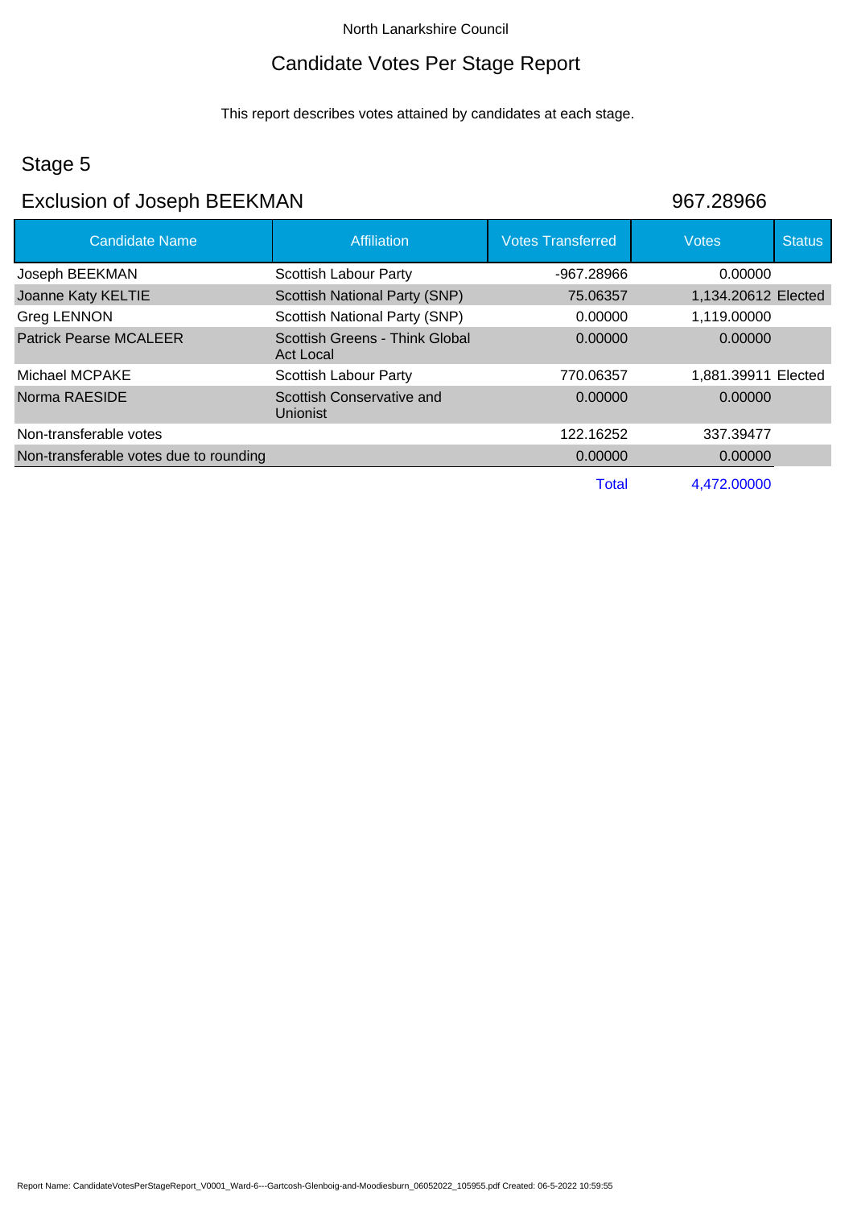North Lanarkshire Council

# Candidate Votes Per Stage Report

This report describes votes attained by candidates at each stage.

## Stage 5

## Exclusion of Joseph BEEKMAN 967.28966

| Candidate Name | Affiliation | Votes Transferred | Votes | Status |
|---|---|---|---|---|
| Joseph BEEKMAN | Scottish Labour Party | -967.28966 | 0.00000 | |
| Joanne Katy KELTIE | Scottish National Party (SNP) | 75.06357 | 1,134.20612 | Elected |
| Greg LENNON | Scottish National Party (SNP) | 0.00000 | 1,119.00000 | |
| Patrick Pearse MCALEER | Scottish Greens - Think Global Act Local | 0.00000 | 0.00000 | |
| Michael MCPAKE | Scottish Labour Party | 770.06357 | 1,881.39911 | Elected |
| Norma RAESIDE | Scottish Conservative and Unionist | 0.00000 | 0.00000 | |
| Non-transferable votes | | 122.16252 | 337.39477 | |
| Non-transferable votes due to rounding | | 0.00000 | 0.00000 | |
| | | Total | 4,472.00000 | |

Report Name: CandidateVotesPerStageReport_V0001_Ward-6---Gartcosh-Glenboig-and-Moodiesburn_06052022_105955.pdf Created: 06-5-2022 10:59:55